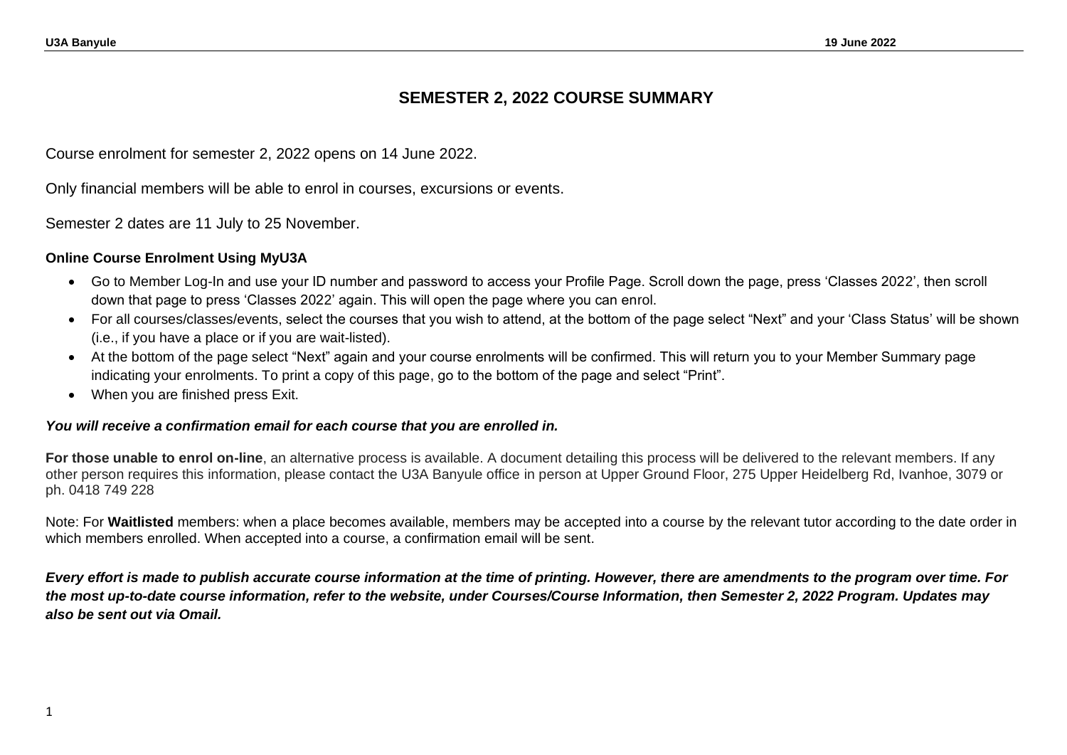# SEMESTER 2, 2022 COURSE SUMMARY

Course enrolment for semester 2, 2022 opens on 14 June 2022.

Only financial members will be able to enrol in courses, excursions or events.

Semester 2 dates are 11 July to 25 November.

### Online Course Enrolment Using MyU3A

- Go to Member Log-In and use your ID number and password to access your Profile Page. Scroll down the page, press 'Classes 2022', then scroll down that page to press 'Classes 2022' again. This will open the page where you can enrol.
- For all courses/classes/events, select the courses that you wish to attend, at the bottom of the page select "Next" and your 'Class Status' will be shown (i.e., if you have a place or if you are wait-listed).
- At the bottom of the page select "Next" again and your course enrolments will be confirmed. This will return you to your Member Summary page indicating your enrolments. To print a copy of this page, go to the bottom of the page and select "Print".
- When you are finished press Exit.

***You will receive a confirmation email for each course that you are enrolled in.***

**For those unable to enrol on-line**, an alternative process is available. A document detailing this process will be delivered to the relevant members. If any other person requires this information, please contact the U3A Banyule office in person at Upper Ground Floor, 275 Upper Heidelberg Rd, Ivanhoe, 3079 or ph. 0418 749 228

Note: For **Waitlisted** members: when a place becomes available, members may be accepted into a course by the relevant tutor according to the date order in which members enrolled. When accepted into a course, a confirmation email will be sent.

***Every effort is made to publish accurate course information at the time of printing. However, there are amendments to the program over time. For the most up-to-date course information, refer to the website, under Courses/Course Information, then Semester 2, 2022 Program. Updates may also be sent out via Omail.***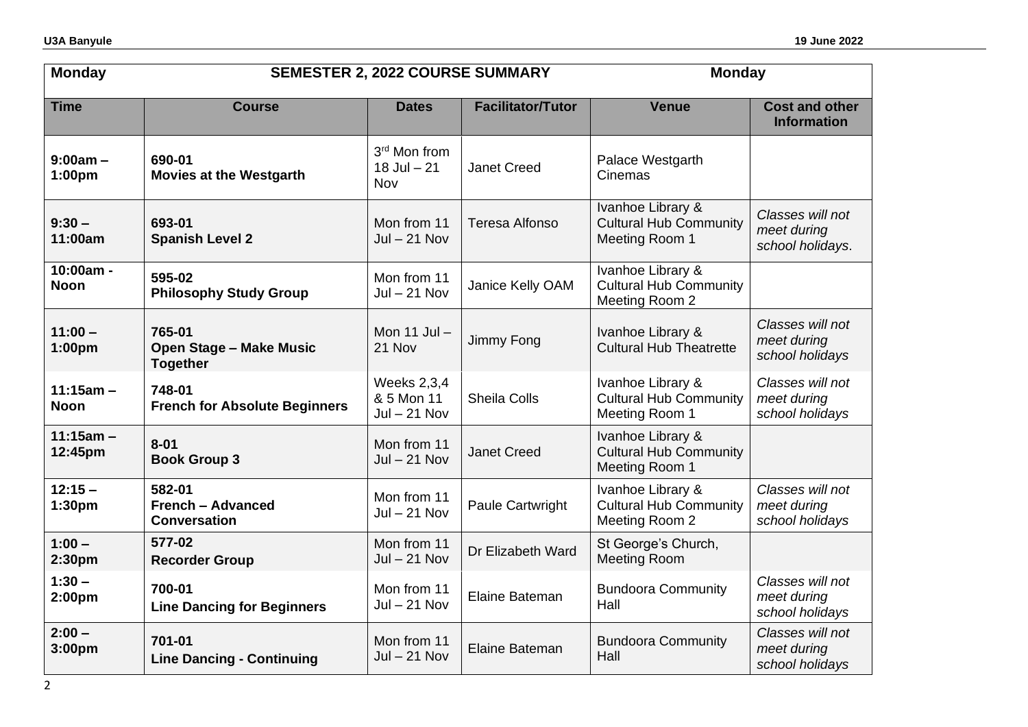| Monday | SEMESTER 2, 2022 COURSE SUMMARY | | | | Monday |
|---|---|---|---|---|---|
| **Time** | **Course** | **Dates** | **Facilitator/Tutor** | **Venue** | **Cost and other Information** |
| **9:00am – 1:00pm** | **690-01** **Movies at the Westgarth** | 3rd Mon from 18 Jul – 21 Nov | Janet Creed | Palace Westgarth Cinemas | |
| **9:30 – 11:00am** | **693-01** **Spanish Level 2** | Mon from 11 Jul – 21 Nov | Teresa Alfonso | Ivanhoe Library & Cultural Hub Community Meeting Room 1 | *Classes will not meet during school holidays.* |
| **10:00am - Noon** | **595-02** **Philosophy Study Group** | Mon from 11 Jul – 21 Nov | Janice Kelly OAM | Ivanhoe Library & Cultural Hub Community Meeting Room 2 | |
| **11:00 – 1:00pm** | **765-01** **Open Stage – Make Music Together** | Mon 11 Jul – 21 Nov | Jimmy Fong | Ivanhoe Library & Cultural Hub Theatrette | *Classes will not meet during school holidays* |
| **11:15am – Noon** | **748-01** **French for Absolute Beginners** | Weeks 2,3,4 & 5 Mon 11 Jul – 21 Nov | Sheila Colls | Ivanhoe Library & Cultural Hub Community Meeting Room 1 | *Classes will not meet during school holidays* |
| **11:15am – 12:45pm** | **8-01** **Book Group 3** | Mon from 11 Jul – 21 Nov | Janet Creed | Ivanhoe Library & Cultural Hub Community Meeting Room 1 | |
| **12:15 – 1:30pm** | **582-01** **French – Advanced Conversation** | Mon from 11 Jul – 21 Nov | Paule Cartwright | Ivanhoe Library & Cultural Hub Community Meeting Room 2 | *Classes will not meet during school holidays* |
| **1:00 – 2:30pm** | **577-02** **Recorder Group** | Mon from 11 Jul – 21 Nov | Dr Elizabeth Ward | St George's Church, Meeting Room | |
| **1:30 – 2:00pm** | **700-01** **Line Dancing for Beginners** | Mon from 11 Jul – 21 Nov | Elaine Bateman | Bundoora Community Hall | *Classes will not meet during school holidays* |
| **2:00 – 3:00pm** | **701-01** **Line Dancing - Continuing** | Mon from 11 Jul – 21 Nov | Elaine Bateman | Bundoora Community Hall | *Classes will not meet during school holidays* |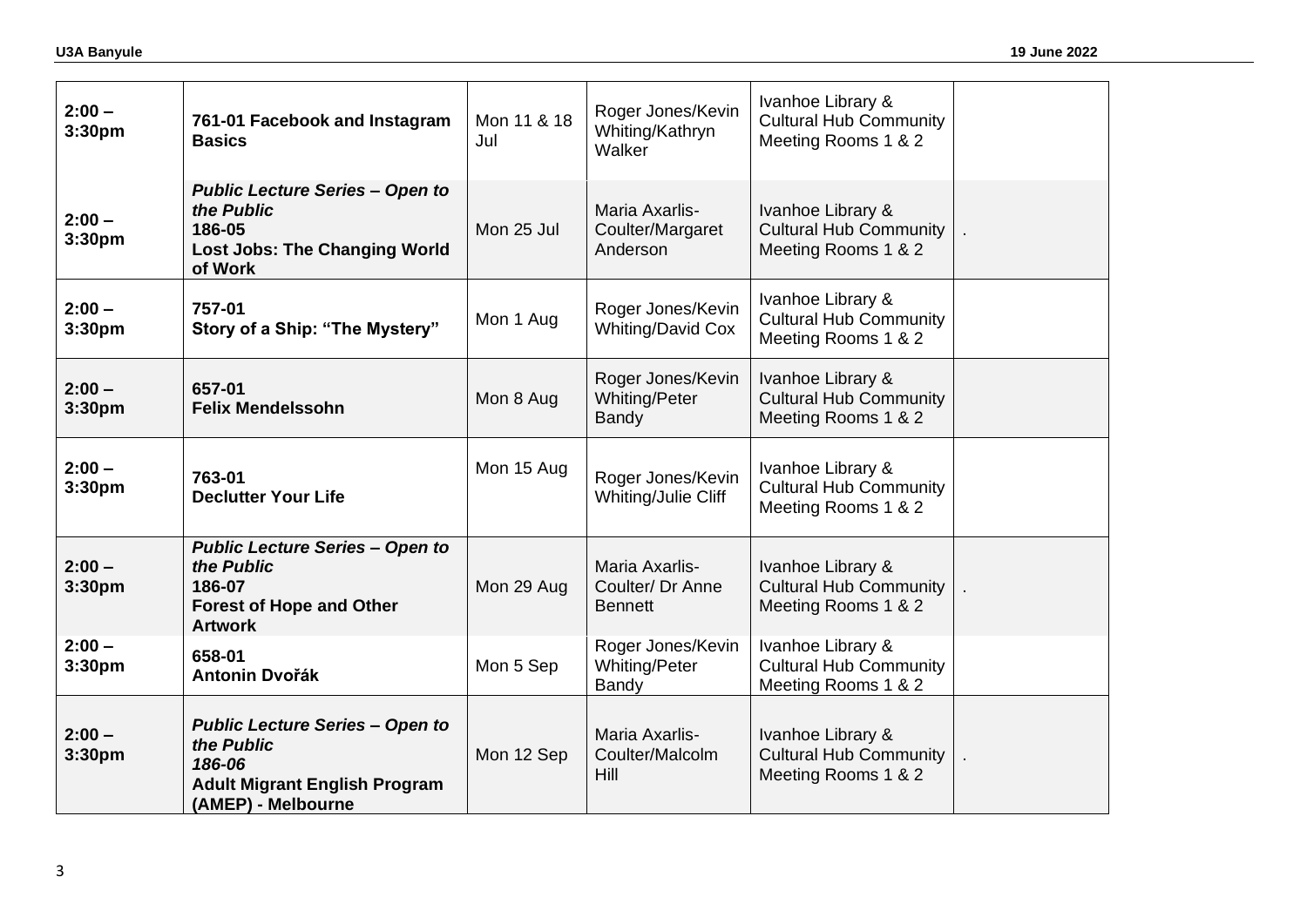| | | | | | |
|---|---|---|---|---|---|
| **2:00 – 3:30pm** | **761-01 Facebook and Instagram Basics** | Mon 11 & 18 Jul | Roger Jones/Kevin Whiting/Kathryn Walker | Ivanhoe Library & Cultural Hub Community Meeting Rooms 1 & 2 | |
| **2:00 – 3:30pm** | ***Public Lecture Series – Open to the Public*** **186-05** **Lost Jobs: The Changing World of Work** | Mon 25 Jul | Maria Axarlis-Coulter/Margaret Anderson | Ivanhoe Library & Cultural Hub Community Meeting Rooms 1 & 2 | . |
| **2:00 – 3:30pm** | **757-01** **Story of a Ship: "The Mystery"** | Mon 1 Aug | Roger Jones/Kevin Whiting/David Cox | Ivanhoe Library & Cultural Hub Community Meeting Rooms 1 & 2 | |
| **2:00 – 3:30pm** | **657-01** **Felix Mendelssohn** | Mon 8 Aug | Roger Jones/Kevin Whiting/Peter Bandy | Ivanhoe Library & Cultural Hub Community Meeting Rooms 1 & 2 | |
| **2:00 – 3:30pm** | **763-01** **Declutter Your Life** | Mon 15 Aug | Roger Jones/Kevin Whiting/Julie Cliff | Ivanhoe Library & Cultural Hub Community Meeting Rooms 1 & 2 | |
| **2:00 – 3:30pm** | ***Public Lecture Series – Open to the Public*** **186-07** **Forest of Hope and Other Artwork** | Mon 29 Aug | Maria Axarlis-Coulter/ Dr Anne Bennett | Ivanhoe Library & Cultural Hub Community Meeting Rooms 1 & 2 | . |
| **2:00 – 3:30pm** | **658-01** **Antonin Dvořák** | Mon 5 Sep | Roger Jones/Kevin Whiting/Peter Bandy | Ivanhoe Library & Cultural Hub Community Meeting Rooms 1 & 2 | |
| **2:00 – 3:30pm** | ***Public Lecture Series – Open to the Public*** ***186-06*** **Adult Migrant English Program (AMEP) - Melbourne** | Mon 12 Sep | Maria Axarlis-Coulter/Malcolm Hill | Ivanhoe Library & Cultural Hub Community Meeting Rooms 1 & 2 | . |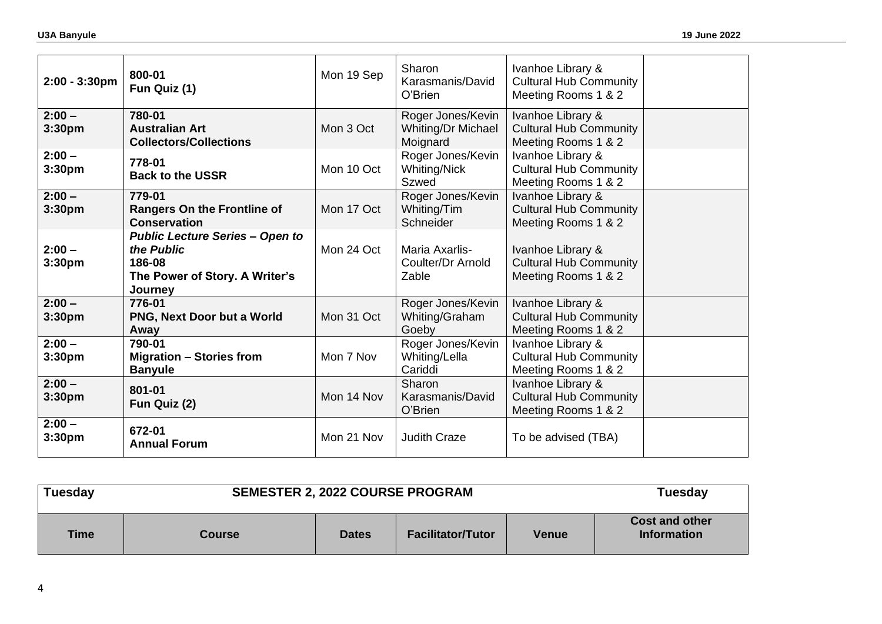| | | | | | |
|---|---|---|---|---|---|
| 2:00 - 3:30pm | **800-01**<br>**Fun Quiz (1)** | Mon 19 Sep | Sharon Karasmanis/David O'Brien | Ivanhoe Library & Cultural Hub Community Meeting Rooms 1 & 2 | |
| **2:00 – 3:30pm** | **780-01**<br>**Australian Art Collectors/Collections** | Mon 3 Oct | Roger Jones/Kevin Whiting/Dr Michael Moignard | Ivanhoe Library & Cultural Hub Community Meeting Rooms 1 & 2 | |
| **2:00 – 3:30pm** | **778-01**<br>**Back to the USSR** | Mon 10 Oct | Roger Jones/Kevin Whiting/Nick Szwed | Ivanhoe Library & Cultural Hub Community Meeting Rooms 1 & 2 | |
| **2:00 – 3:30pm** | **779-01**<br>**Rangers On the Frontline of Conservation** | Mon 17 Oct | Roger Jones/Kevin Whiting/Tim Schneider | Ivanhoe Library & Cultural Hub Community Meeting Rooms 1 & 2 | |
| **2:00 – 3:30pm** | ***Public Lecture Series – Open to the Public***<br>**186-08**<br>**The Power of Story. A Writer's Journey** | Mon 24 Oct | Maria Axarlis-Coulter/Dr Arnold Zable | Ivanhoe Library & Cultural Hub Community Meeting Rooms 1 & 2 | |
| **2:00 – 3:30pm** | **776-01**<br>**PNG, Next Door but a World Away** | Mon 31 Oct | Roger Jones/Kevin Whiting/Graham Goeby | Ivanhoe Library & Cultural Hub Community Meeting Rooms 1 & 2 | |
| **2:00 – 3:30pm** | **790-01**<br>**Migration – Stories from Banyule** | Mon 7 Nov | Roger Jones/Kevin Whiting/Lella Cariddi | Ivanhoe Library & Cultural Hub Community Meeting Rooms 1 & 2 | |
| **2:00 – 3:30pm** | **801-01**<br>**Fun Quiz (2)** | Mon 14 Nov | Sharon Karasmanis/David O'Brien | Ivanhoe Library & Cultural Hub Community Meeting Rooms 1 & 2 | |
| **2:00 – 3:30pm** | **672-01**<br>**Annual Forum** | Mon 21 Nov | Judith Craze | To be advised (TBA) | |

**Tuesday** | **SEMESTER 2, 2022 COURSE PROGRAM** | **Tuesday**

| Time | Course | Dates | Facilitator/Tutor | Venue | Cost and other Information |
|---|---|---|---|---|---|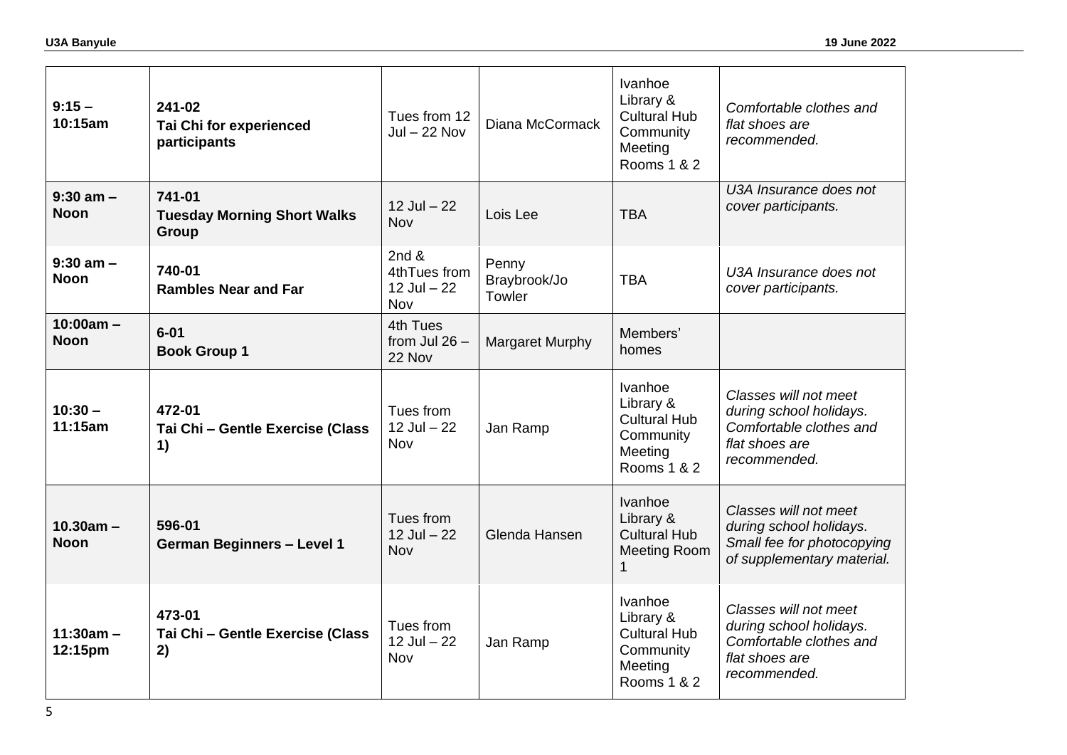| | | | | | |
|---|---|---|---|---|---|
| **9:15 – 10:15am** | **241-02 Tai Chi for experienced participants** | Tues from 12 Jul – 22 Nov | Diana McCormack | Ivanhoe Library & Cultural Hub Community Meeting Rooms 1 & 2 | *Comfortable clothes and flat shoes are recommended.* |
| **9:30 am – Noon** | **741-01 Tuesday Morning Short Walks Group** | 12 Jul – 22 Nov | Lois Lee | TBA | *U3A Insurance does not cover participants.* |
| **9:30 am – Noon** | **740-01 Rambles Near and Far** | 2nd & 4thTues from 12 Jul – 22 Nov | Penny Braybrook/Jo Towler | TBA | *U3A Insurance does not cover participants.* |
| **10:00am – Noon** | **6-01 Book Group 1** | 4th Tues from Jul 26 – 22 Nov | Margaret Murphy | Members' homes | |
| **10:30 – 11:15am** | **472-01 Tai Chi – Gentle Exercise (Class 1)** | Tues from 12 Jul – 22 Nov | Jan Ramp | Ivanhoe Library & Cultural Hub Community Meeting Rooms 1 & 2 | *Classes will not meet during school holidays. Comfortable clothes and flat shoes are recommended.* |
| **10.30am – Noon** | **596-01 German Beginners – Level 1** | Tues from 12 Jul – 22 Nov | Glenda Hansen | Ivanhoe Library & Cultural Hub Meeting Room 1 | *Classes will not meet during school holidays. Small fee for photocopying of supplementary material.* |
| **11:30am – 12:15pm** | **473-01 Tai Chi – Gentle Exercise (Class 2)** | Tues from 12 Jul – 22 Nov | Jan Ramp | Ivanhoe Library & Cultural Hub Community Meeting Rooms 1 & 2 | *Classes will not meet during school holidays. Comfortable clothes and flat shoes are recommended.* |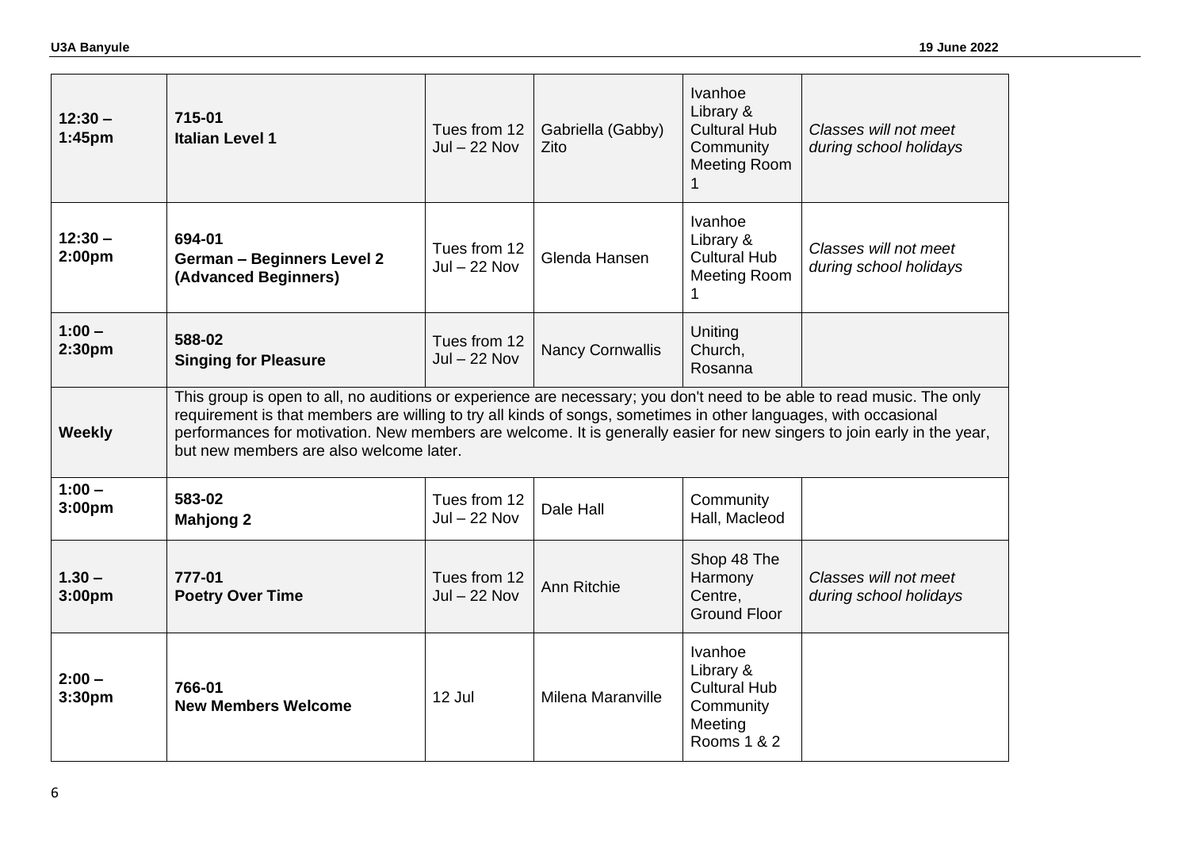| | | | | | |
|---|---|---|---|---|---|
| **12:30 – 1:45pm** | **715-01**<br>**Italian Level 1** | Tues from 12 Jul – 22 Nov | Gabriella (Gabby) Zito | Ivanhoe Library & Cultural Hub Community Meeting Room 1 | *Classes will not meet during school holidays* |
| **12:30 – 2:00pm** | **694-01**<br>**German – Beginners Level 2 (Advanced Beginners)** | Tues from 12 Jul – 22 Nov | Glenda Hansen | Ivanhoe Library & Cultural Hub Meeting Room 1 | *Classes will not meet during school holidays* |
| **1:00 – 2:30pm** | **588-02**<br>**Singing for Pleasure** | Tues from 12 Jul – 22 Nov | Nancy Cornwallis | Uniting Church, Rosanna | |
| **Weekly** | This group is open to all, no auditions or experience are necessary; you don't need to be able to read music. The only requirement is that members are willing to try all kinds of songs, sometimes in other languages, with occasional performances for motivation. New members are welcome. It is generally easier for new singers to join early in the year, but new members are also welcome later. | | | | |
| **1:00 – 3:00pm** | **583-02**<br>**Mahjong 2** | Tues from 12 Jul – 22 Nov | Dale Hall | Community Hall, Macleod | |
| **1.30 – 3:00pm** | **777-01**<br>**Poetry Over Time** | Tues from 12 Jul – 22 Nov | Ann Ritchie | Shop 48 The Harmony Centre, Ground Floor | *Classes will not meet during school holidays* |
| **2:00 – 3:30pm** | **766-01**<br>**New Members Welcome** | 12 Jul | Milena Maranville | Ivanhoe Library & Cultural Hub Community Meeting Rooms 1 & 2 | |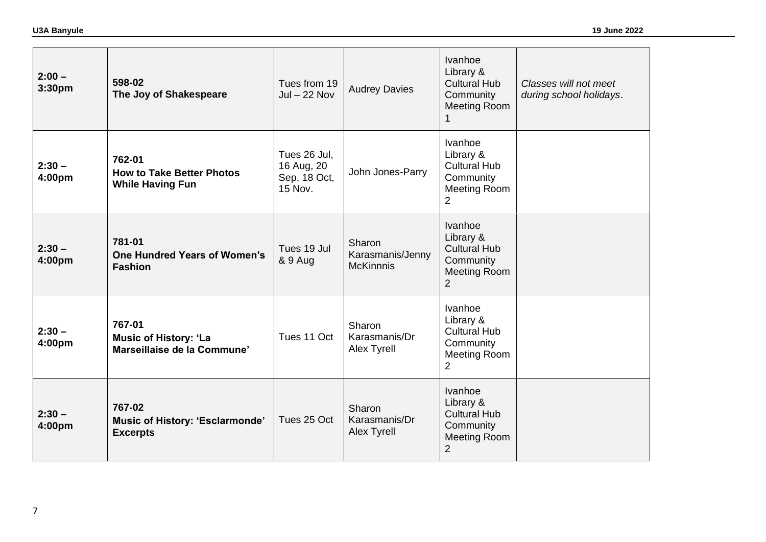| | | | | | |
|---|---|---|---|---|---|
| **2:00 – 3:30pm** | **598-02**<br>**The Joy of Shakespeare** | Tues from 19 Jul – 22 Nov | Audrey Davies | Ivanhoe Library & Cultural Hub Community Meeting Room 1 | *Classes will not meet during school holidays*. |
| **2:30 – 4:00pm** | **762-01**<br>**How to Take Better Photos While Having Fun** | Tues 26 Jul, 16 Aug, 20 Sep, 18 Oct, 15 Nov. | John Jones-Parry | Ivanhoe Library & Cultural Hub Community Meeting Room 2 | |
| **2:30 – 4:00pm** | **781-01**<br>**One Hundred Years of Women's Fashion** | Tues 19 Jul & 9 Aug | Sharon Karasmanis/Jenny McKinnnis | Ivanhoe Library & Cultural Hub Community Meeting Room 2 | |
| **2:30 – 4:00pm** | **767-01**<br>**Music of History: 'La Marseillaise de la Commune'** | Tues 11 Oct | Sharon Karasmanis/Dr Alex Tyrell | Ivanhoe Library & Cultural Hub Community Meeting Room 2 | |
| **2:30 – 4:00pm** | **767-02**<br>**Music of History: 'Esclarmonde' Excerpts** | Tues 25 Oct | Sharon Karasmanis/Dr Alex Tyrell | Ivanhoe Library & Cultural Hub Community Meeting Room 2 | |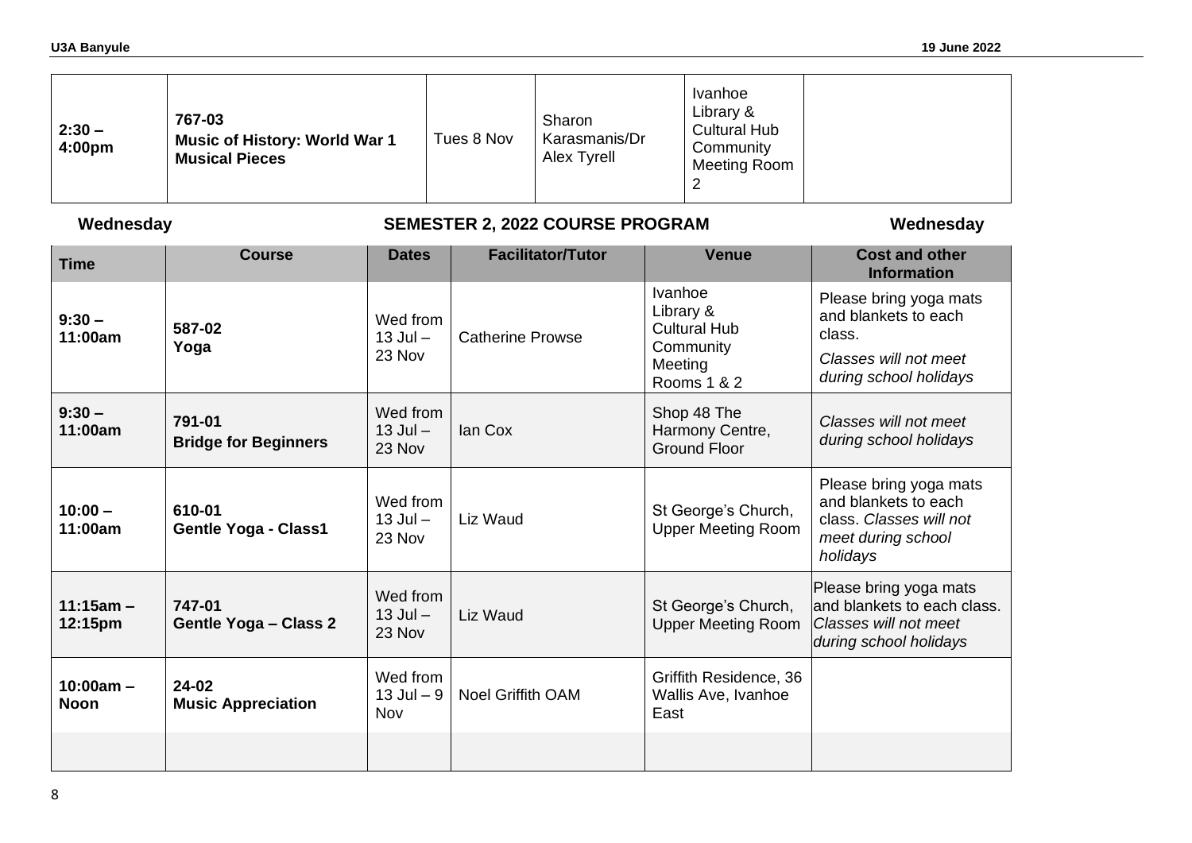| | | | | | |
|---|---|---|---|---|---|
| **2:30 – 4:00pm** | **767-03 Music of History: World War 1 Musical Pieces** | Tues 8 Nov | Sharon Karasmanis/Dr Alex Tyrell | Ivanhoe Library & Cultural Hub Community Meeting Room 2 | |

**Wednesday** | **SEMESTER 2, 2022 COURSE PROGRAM** | **Wednesday**

| Time | Course | Dates | Facilitator/Tutor | Venue | Cost and other Information |
|---|---|---|---|---|---|
| **9:30 – 11:00am** | **587-02 Yoga** | Wed from 13 Jul – 23 Nov | Catherine Prowse | Ivanhoe Library & Cultural Hub Community Meeting Rooms 1 & 2 | Please bring yoga mats and blankets to each class. *Classes will not meet during school holidays* |
| **9:30 – 11:00am** | **791-01 Bridge for Beginners** | Wed from 13 Jul – 23 Nov | Ian Cox | Shop 48 The Harmony Centre, Ground Floor | *Classes will not meet during school holidays* |
| **10:00 – 11:00am** | **610-01 Gentle Yoga - Class1** | Wed from 13 Jul – 23 Nov | Liz Waud | St George's Church, Upper Meeting Room | Please bring yoga mats and blankets to each class. *Classes will not meet during school holidays* |
| **11:15am – 12:15pm** | **747-01 Gentle Yoga – Class 2** | Wed from 13 Jul – 23 Nov | Liz Waud | St George's Church, Upper Meeting Room | Please bring yoga mats and blankets to each class. *Classes will not meet during school holidays* |
| **10:00am – Noon** | **24-02 Music Appreciation** | Wed from 13 Jul – 9 Nov | Noel Griffith OAM | Griffith Residence, 36 Wallis Ave, Ivanhoe East | |
| | | | | | |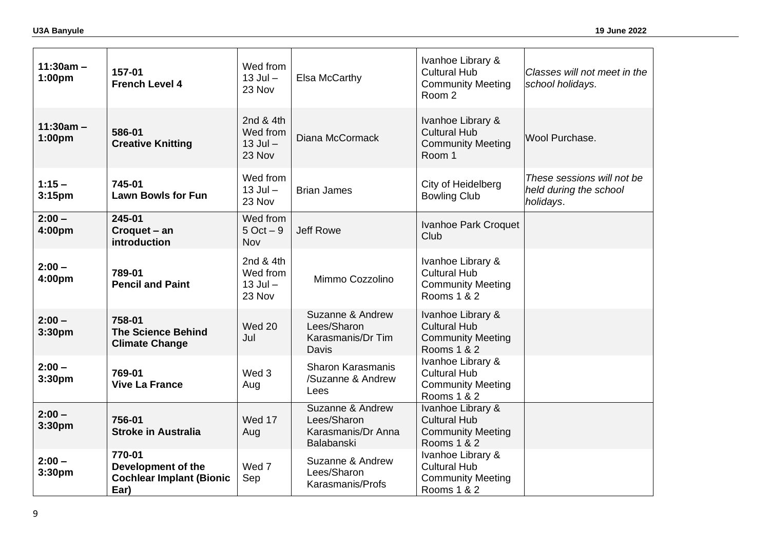| | | | | | |
|---|---|---|---|---|---|
| **11:30am – 1:00pm** | **157-01**<br>**French Level 4** | Wed from 13 Jul – 23 Nov | Elsa McCarthy | Ivanhoe Library & Cultural Hub Community Meeting Room 2 | *Classes will not meet in the school holidays.* |
| **11:30am – 1:00pm** | **586-01**<br>**Creative Knitting** | 2nd & 4th Wed from 13 Jul – 23 Nov | Diana McCormack | Ivanhoe Library & Cultural Hub Community Meeting Room 1 | Wool Purchase. |
| **1:15 – 3:15pm** | **745-01**<br>**Lawn Bowls for Fun** | Wed from 13 Jul – 23 Nov | Brian James | City of Heidelberg Bowling Club | *These sessions will not be held during the school holidays*. |
| **2:00 – 4:00pm** | **245-01**<br>**Croquet – an introduction** | Wed from 5 Oct – 9 Nov | Jeff Rowe | Ivanhoe Park Croquet Club | |
| **2:00 – 4:00pm** | **789-01**<br>**Pencil and Paint** | 2nd & 4th Wed from 13 Jul – 23 Nov | Mimmo Cozzolino | Ivanhoe Library & Cultural Hub Community Meeting Rooms 1 & 2 | |
| **2:00 – 3:30pm** | **758-01**<br>**The Science Behind Climate Change** | Wed 20 Jul | Suzanne & Andrew Lees/Sharon Karasmanis/Dr Tim Davis | Ivanhoe Library & Cultural Hub Community Meeting Rooms 1 & 2 | |
| **2:00 – 3:30pm** | **769-01**<br>**Vive La France** | Wed 3 Aug | Sharon Karasmanis /Suzanne & Andrew Lees | Ivanhoe Library & Cultural Hub Community Meeting Rooms 1 & 2 | |
| **2:00 – 3:30pm** | **756-01**<br>**Stroke in Australia** | Wed 17 Aug | Suzanne & Andrew Lees/Sharon Karasmanis/Dr Anna Balabanski | Ivanhoe Library & Cultural Hub Community Meeting Rooms 1 & 2 | |
| **2:00 – 3:30pm** | **770-01**<br>**Development of the Cochlear Implant (Bionic Ear)** | Wed 7 Sep | Suzanne & Andrew Lees/Sharon Karasmanis/Profs | Ivanhoe Library & Cultural Hub Community Meeting Rooms 1 & 2 | |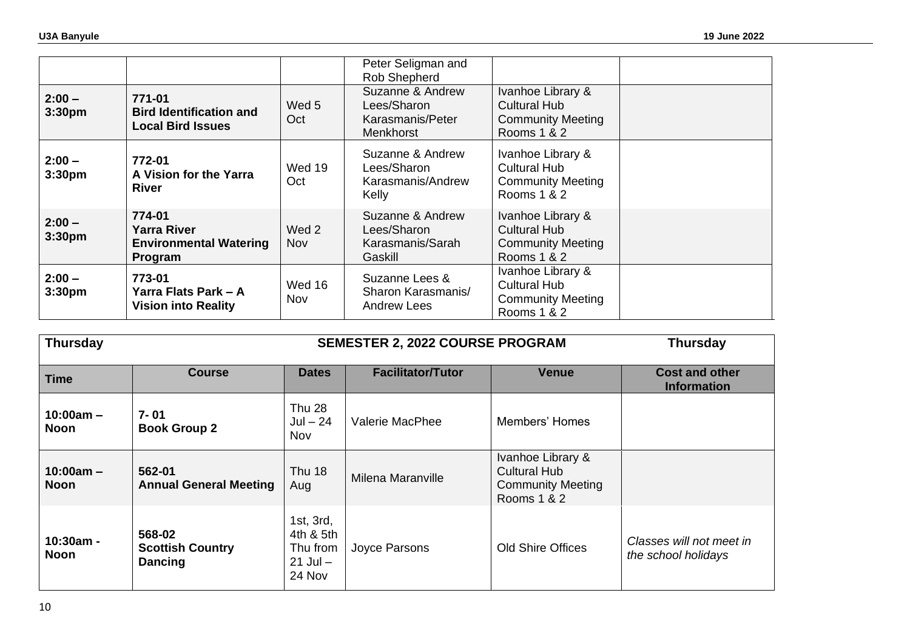| | | | Peter Seligman and Rob Shepherd | | |
|---|---|---|---|---|---|
| **2:00 – 3:30pm** | **771-01 Bird Identification and Local Bird Issues** | Wed 5 Oct | Suzanne & Andrew Lees/Sharon Karasmanis/Peter Menkhorst | Ivanhoe Library & Cultural Hub Community Meeting Rooms 1 & 2 | |
| **2:00 – 3:30pm** | **772-01 A Vision for the Yarra River** | Wed 19 Oct | Suzanne & Andrew Lees/Sharon Karasmanis/Andrew Kelly | Ivanhoe Library & Cultural Hub Community Meeting Rooms 1 & 2 | |
| **2:00 – 3:30pm** | **774-01 Yarra River Environmental Watering Program** | Wed 2 Nov | Suzanne & Andrew Lees/Sharon Karasmanis/Sarah Gaskill | Ivanhoe Library & Cultural Hub Community Meeting Rooms 1 & 2 | |
| **2:00 – 3:30pm** | **773-01 Yarra Flats Park – A Vision into Reality** | Wed 16 Nov | Suzanne Lees & Sharon Karasmanis/ Andrew Lees | Ivanhoe Library & Cultural Hub Community Meeting Rooms 1 & 2 | |

**Thursday** — **SEMESTER 2, 2022 COURSE PROGRAM** — **Thursday**

| Time | Course | Dates | Facilitator/Tutor | Venue | Cost and other Information |
|---|---|---|---|---|---|
| **10:00am – Noon** | **7- 01 Book Group 2** | Thu 28 Jul – 24 Nov | Valerie MacPhee | Members' Homes | |
| **10:00am – Noon** | **562-01 Annual General Meeting** | Thu 18 Aug | Milena Maranville | Ivanhoe Library & Cultural Hub Community Meeting Rooms 1 & 2 | |
| **10:30am - Noon** | **568-02 Scottish Country Dancing** | 1st, 3rd, 4th & 5th Thu from 21 Jul – 24 Nov | Joyce Parsons | Old Shire Offices | *Classes will not meet in the school holidays* |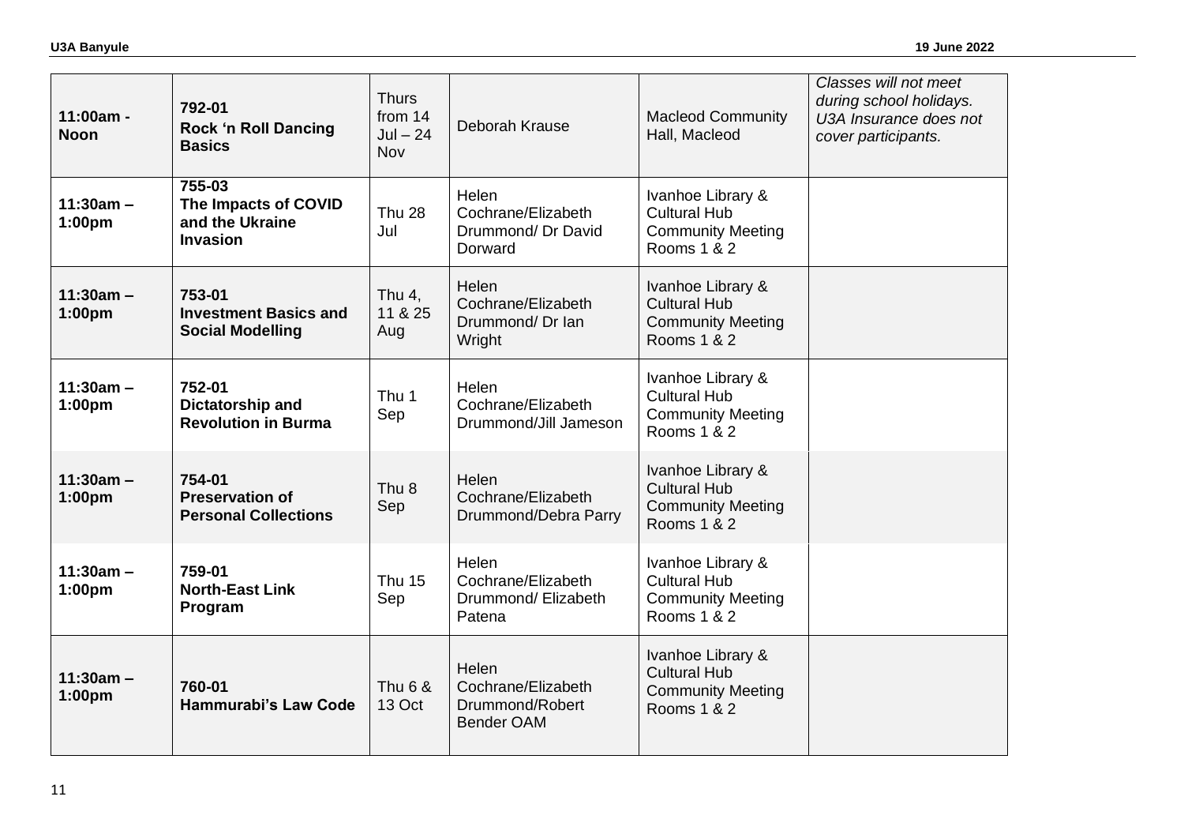| | | | | | |
|---|---|---|---|---|---|
| **11:00am - Noon** | **792-01**<br>**Rock 'n Roll Dancing Basics** | Thurs from 14 Jul – 24 Nov | Deborah Krause | Macleod Community Hall, Macleod | *Classes will not meet during school holidays. U3A Insurance does not cover participants.* |
| **11:30am – 1:00pm** | **755-03**<br>**The Impacts of COVID and the Ukraine Invasion** | Thu 28 Jul | Helen Cochrane/Elizabeth Drummond/ Dr David Dorward | Ivanhoe Library & Cultural Hub Community Meeting Rooms 1 & 2 | |
| **11:30am – 1:00pm** | **753-01**<br>**Investment Basics and Social Modelling** | Thu 4, 11 & 25 Aug | Helen Cochrane/Elizabeth Drummond/ Dr Ian Wright | Ivanhoe Library & Cultural Hub Community Meeting Rooms 1 & 2 | |
| **11:30am – 1:00pm** | **752-01**<br>**Dictatorship and Revolution in Burma** | Thu 1 Sep | Helen Cochrane/Elizabeth Drummond/Jill Jameson | Ivanhoe Library & Cultural Hub Community Meeting Rooms 1 & 2 | |
| **11:30am – 1:00pm** | **754-01**<br>**Preservation of Personal Collections** | Thu 8 Sep | Helen Cochrane/Elizabeth Drummond/Debra Parry | Ivanhoe Library & Cultural Hub Community Meeting Rooms 1 & 2 | |
| **11:30am – 1:00pm** | **759-01**<br>**North-East Link Program** | Thu 15 Sep | Helen Cochrane/Elizabeth Drummond/ Elizabeth Patena | Ivanhoe Library & Cultural Hub Community Meeting Rooms 1 & 2 | |
| **11:30am – 1:00pm** | **760-01**<br>**Hammurabi's Law Code** | Thu 6 & 13 Oct | Helen Cochrane/Elizabeth Drummond/Robert Bender OAM | Ivanhoe Library & Cultural Hub Community Meeting Rooms 1 & 2 | |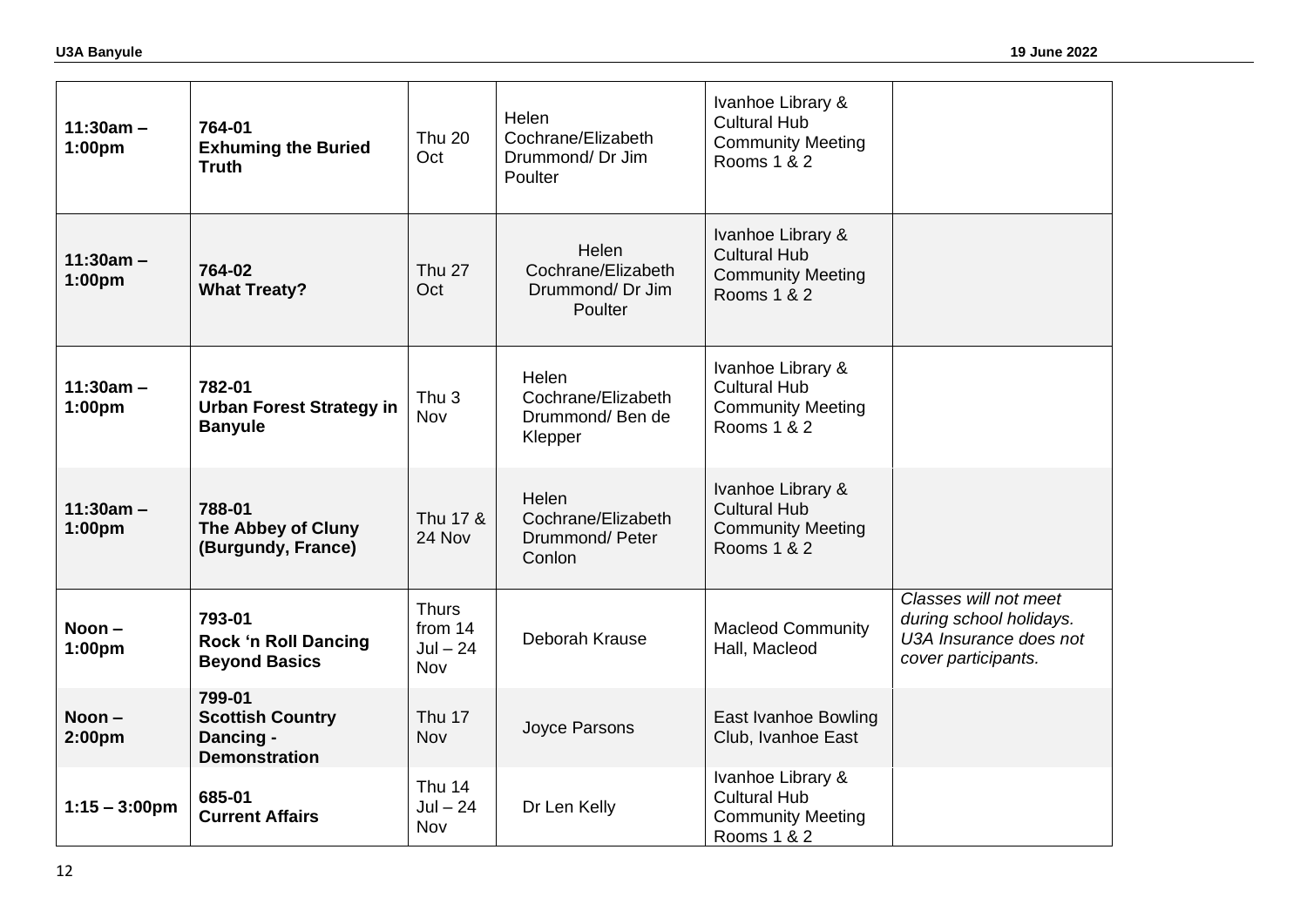| | | | | | |
|---|---|---|---|---|---|
| **11:30am – 1:00pm** | **764-01** **Exhuming the Buried Truth** | Thu 20 Oct | Helen Cochrane/Elizabeth Drummond/ Dr Jim Poulter | Ivanhoe Library & Cultural Hub Community Meeting Rooms 1 & 2 | |
| **11:30am – 1:00pm** | **764-02** **What Treaty?** | Thu 27 Oct | Helen Cochrane/Elizabeth Drummond/ Dr Jim Poulter | Ivanhoe Library & Cultural Hub Community Meeting Rooms 1 & 2 | |
| **11:30am – 1:00pm** | **782-01** **Urban Forest Strategy in Banyule** | Thu 3 Nov | Helen Cochrane/Elizabeth Drummond/ Ben de Klepper | Ivanhoe Library & Cultural Hub Community Meeting Rooms 1 & 2 | |
| **11:30am – 1:00pm** | **788-01** **The Abbey of Cluny (Burgundy, France)** | Thu 17 & 24 Nov | Helen Cochrane/Elizabeth Drummond/ Peter Conlon | Ivanhoe Library & Cultural Hub Community Meeting Rooms 1 & 2 | |
| **Noon – 1:00pm** | **793-01** **Rock 'n Roll Dancing Beyond Basics** | Thurs from 14 Jul – 24 Nov | Deborah Krause | Macleod Community Hall, Macleod | *Classes will not meet during school holidays. U3A Insurance does not cover participants.* |
| **Noon – 2:00pm** | **799-01** **Scottish Country Dancing - Demonstration** | Thu 17 Nov | Joyce Parsons | East Ivanhoe Bowling Club, Ivanhoe East | |
| **1:15 – 3:00pm** | **685-01** **Current Affairs** | Thu 14 Jul – 24 Nov | Dr Len Kelly | Ivanhoe Library & Cultural Hub Community Meeting Rooms 1 & 2 | |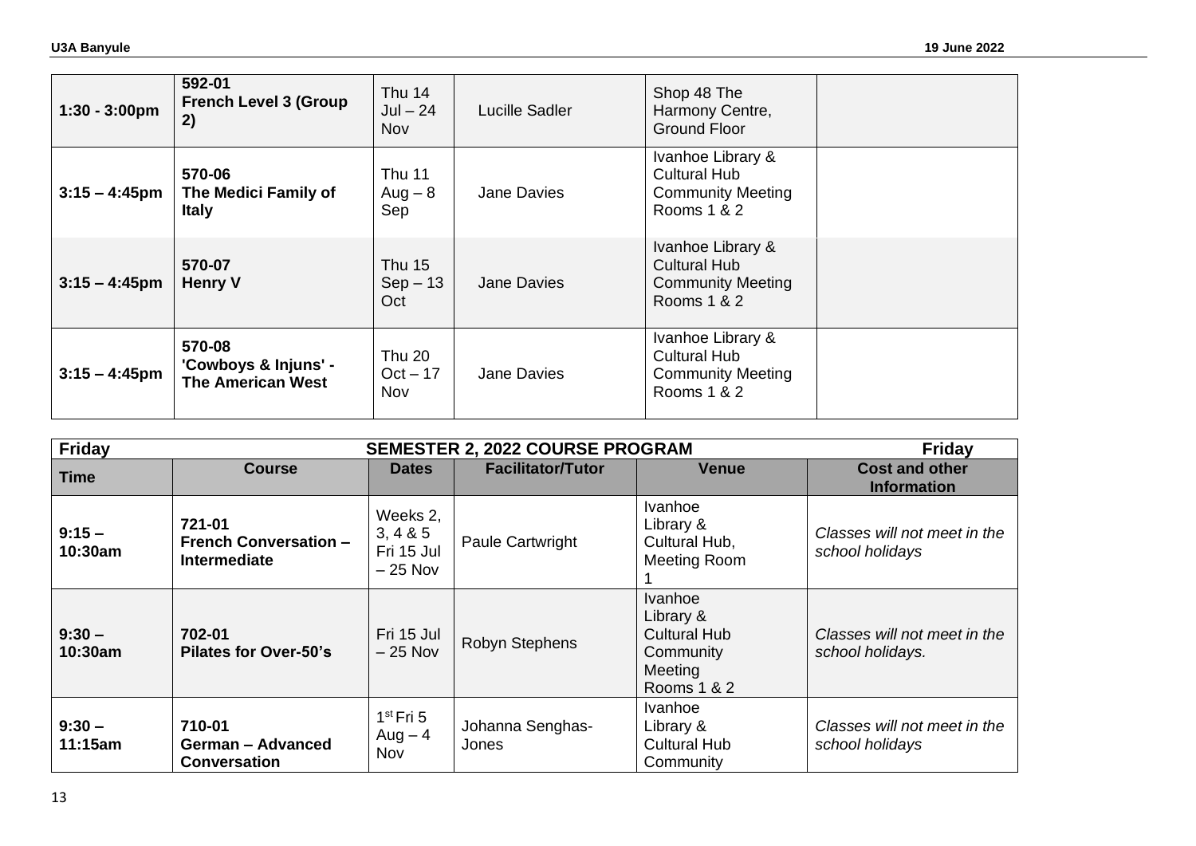| | | | | | |
|---|---|---|---|---|---|
| 1:30 - 3:00pm | **592-01 French Level 3 (Group 2)** | Thu 14 Jul – 24 Nov | Lucille Sadler | Shop 48 The Harmony Centre, Ground Floor | |
| 3:15 – 4:45pm | **570-06 The Medici Family of Italy** | Thu 11 Aug – 8 Sep | Jane Davies | Ivanhoe Library & Cultural Hub Community Meeting Rooms 1 & 2 | |
| 3:15 – 4:45pm | **570-07 Henry V** | Thu 15 Sep – 13 Oct | Jane Davies | Ivanhoe Library & Cultural Hub Community Meeting Rooms 1 & 2 | |
| 3:15 – 4:45pm | **570-08 'Cowboys & Injuns' - The American West** | Thu 20 Oct – 17 Nov | Jane Davies | Ivanhoe Library & Cultural Hub Community Meeting Rooms 1 & 2 | |

| **Friday** | | | **SEMESTER 2, 2022 COURSE PROGRAM** | | **Friday** |
|---|---|---|---|---|---|
| **Time** | **Course** | **Dates** | **Facilitator/Tutor** | **Venue** | **Cost and other Information** |
| **9:15 – 10:30am** | **721-01 French Conversation – Intermediate** | Weeks 2, 3, 4 & 5 Fri 15 Jul – 25 Nov | Paule Cartwright | Ivanhoe Library & Cultural Hub, Meeting Room 1 | *Classes will not meet in the school holidays* |
| **9:30 – 10:30am** | **702-01 Pilates for Over-50's** | Fri 15 Jul – 25 Nov | Robyn Stephens | Ivanhoe Library & Cultural Hub Community Meeting Rooms 1 & 2 | *Classes will not meet in the school holidays.* |
| **9:30 – 11:15am** | **710-01 German – Advanced Conversation** | 1st Fri 5 Aug – 4 Nov | Johanna Senghas-Jones | Ivanhoe Library & Cultural Hub Community | *Classes will not meet in the school holidays* |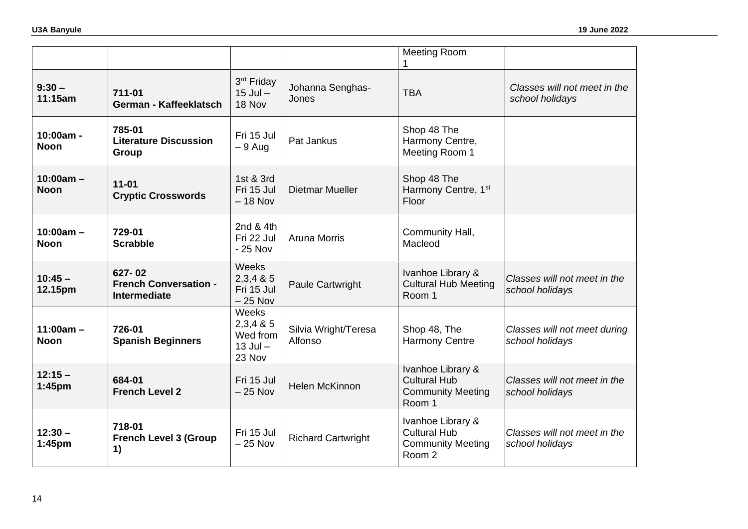| | | | | | |
|---|---|---|---|---|---|
| | | | | Meeting Room 1 | |
| **9:30 – 11:15am** | **711-01 German - Kaffeeklatsch** | 3rd Friday 15 Jul – 18 Nov | Johanna Senghas-Jones | TBA | *Classes will not meet in the school holidays* |
| **10:00am - Noon** | **785-01 Literature Discussion Group** | Fri 15 Jul – 9 Aug | Pat Jankus | Shop 48 The Harmony Centre, Meeting Room 1 | |
| **10:00am – Noon** | **11-01 Cryptic Crosswords** | 1st & 3rd Fri 15 Jul – 18 Nov | Dietmar Mueller | Shop 48 The Harmony Centre, 1st Floor | |
| **10:00am – Noon** | **729-01 Scrabble** | 2nd & 4th Fri 22 Jul - 25 Nov | Aruna Morris | Community Hall, Macleod | |
| **10:45 – 12.15pm** | **627- 02 French Conversation - Intermediate** | Weeks 2,3,4 & 5 Fri 15 Jul – 25 Nov | Paule Cartwright | Ivanhoe Library & Cultural Hub Meeting Room 1 | *Classes will not meet in the school holidays* |
| **11:00am – Noon** | **726-01 Spanish Beginners** | Weeks 2,3,4 & 5 Wed from 13 Jul – 23 Nov | Silvia Wright/Teresa Alfonso | Shop 48, The Harmony Centre | *Classes will not meet during school holidays* |
| **12:15 – 1:45pm** | **684-01 French Level 2** | Fri 15 Jul – 25 Nov | Helen McKinnon | Ivanhoe Library & Cultural Hub Community Meeting Room 1 | *Classes will not meet in the school holidays* |
| **12:30 – 1:45pm** | **718-01 French Level 3 (Group 1)** | Fri 15 Jul – 25 Nov | Richard Cartwright | Ivanhoe Library & Cultural Hub Community Meeting Room 2 | *Classes will not meet in the school holidays* |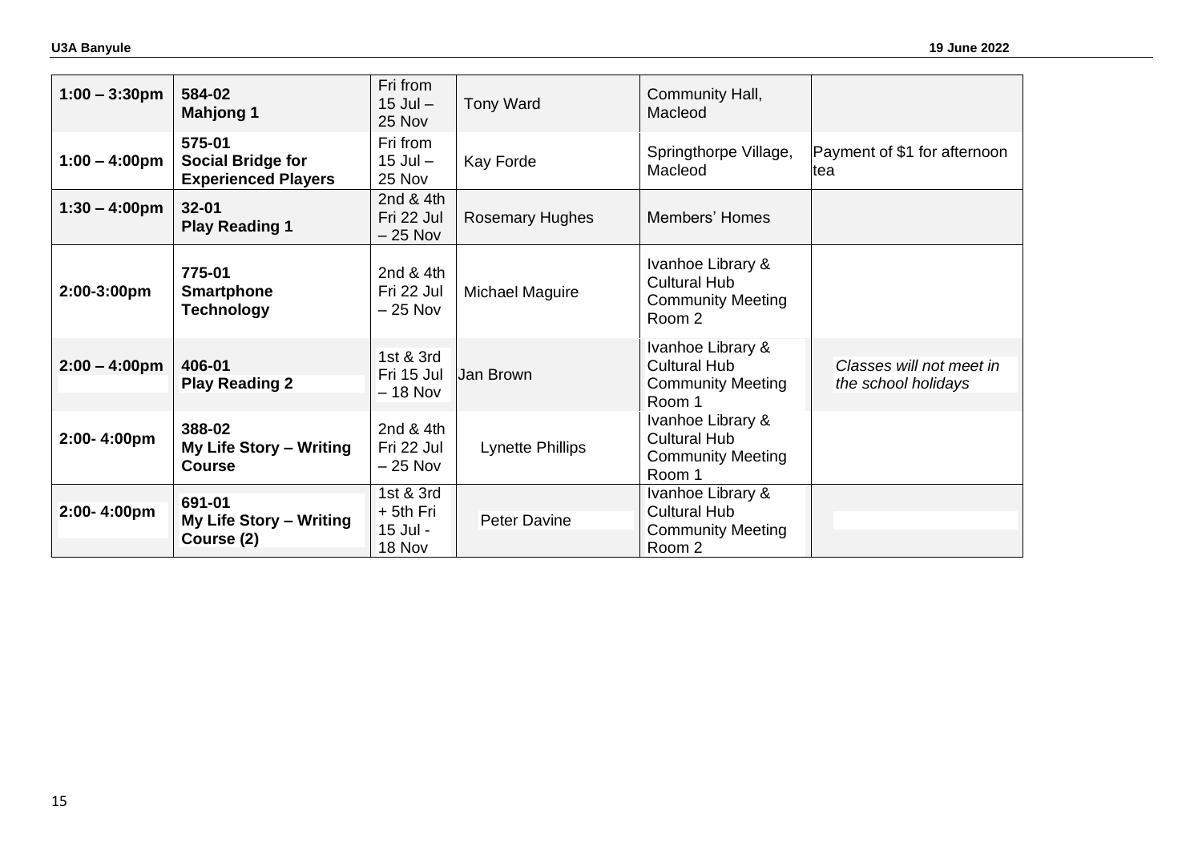| | | | | | |
|---|---|---|---|---|---|
| **1:00 – 3:30pm** | **584-02**<br>**Mahjong 1** | Fri from 15 Jul – 25 Nov | Tony Ward | Community Hall, Macleod | |
| **1:00 – 4:00pm** | **575-01**<br>**Social Bridge for Experienced Players** | Fri from 15 Jul – 25 Nov | Kay Forde | Springthorpe Village, Macleod | Payment of $1 for afternoon tea |
| **1:30 – 4:00pm** | **32-01**<br>**Play Reading 1** | 2nd & 4th Fri 22 Jul – 25 Nov | Rosemary Hughes | Members' Homes | |
| **2:00-3:00pm** | **775-01**<br>**Smartphone Technology** | 2nd & 4th Fri 22 Jul – 25 Nov | Michael Maguire | Ivanhoe Library & Cultural Hub Community Meeting Room 2 | |
| **2:00 – 4:00pm** | **406-01**<br>**Play Reading 2** | 1st & 3rd Fri 15 Jul – 18 Nov | Jan Brown | Ivanhoe Library & Cultural Hub Community Meeting Room 1 | *Classes will not meet in the school holidays* |
| **2:00- 4:00pm** | **388-02**<br>**My Life Story – Writing Course** | 2nd & 4th Fri 22 Jul – 25 Nov | Lynette Phillips | Ivanhoe Library & Cultural Hub Community Meeting Room 1 | |
| **2:00- 4:00pm** | **691-01**<br>**My Life Story – Writing Course (2)** | 1st & 3rd + 5th Fri 15 Jul - 18 Nov | Peter Davine | Ivanhoe Library & Cultural Hub Community Meeting Room 2 | |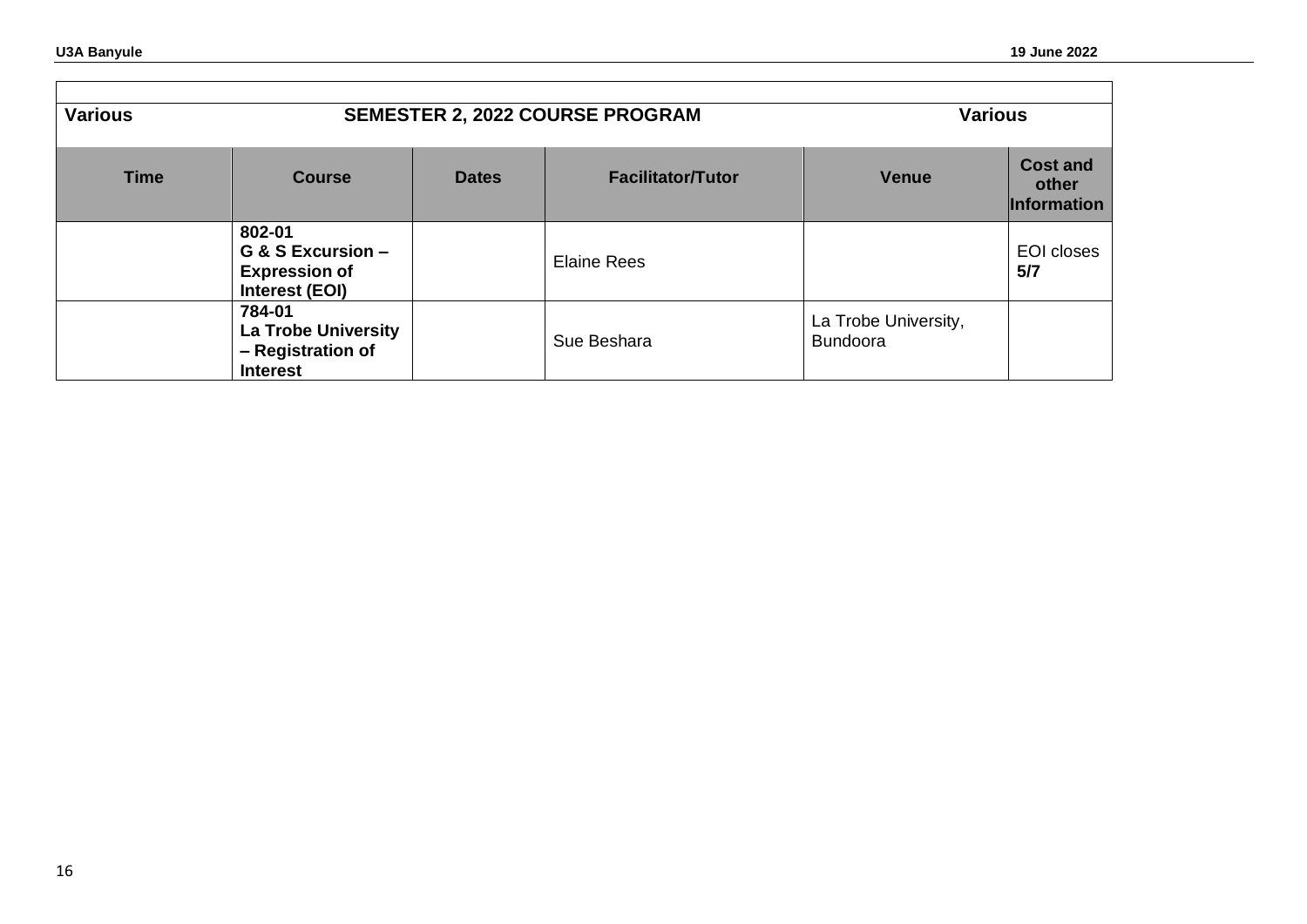| Various | SEMESTER 2, 2022 COURSE PROGRAM | | | Various | |
|---|---|---|---|---|---|
| **Time** | **Course** | **Dates** | **Facilitator/Tutor** | **Venue** | **Cost and other Information** |
| | **802-01 G & S Excursion – Expression of Interest (EOI)** | | Elaine Rees | | EOI closes **5/7** |
| | **784-01 La Trobe University – Registration of Interest** | | Sue Beshara | La Trobe University, Bundoora | |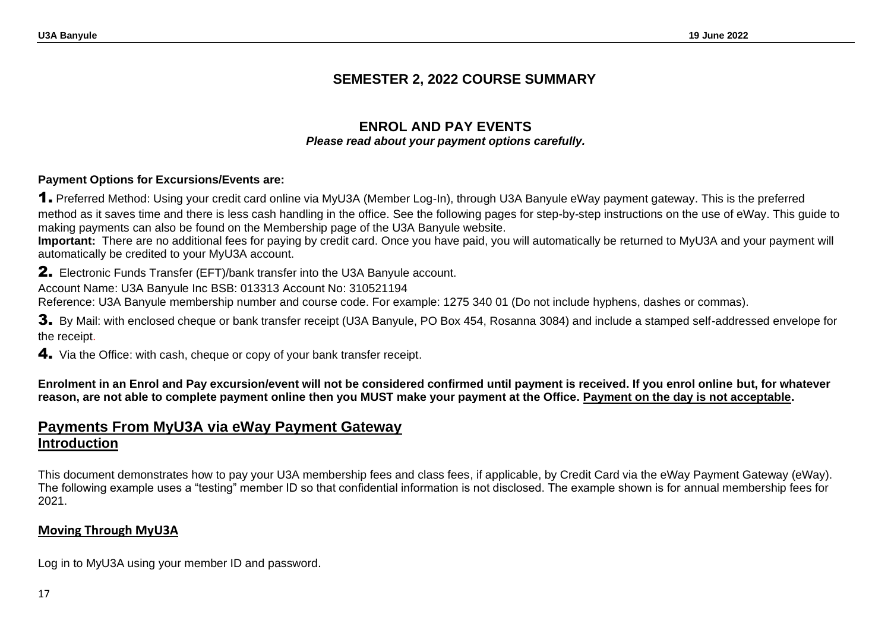## SEMESTER 2, 2022 COURSE SUMMARY

### ENROL AND PAY EVENTS

***Please read about your payment options carefully.***

**Payment Options for Excursions/Events are:**

**1.** Preferred Method: Using your credit card online via MyU3A (Member Log-In), through U3A Banyule eWay payment gateway. This is the preferred method as it saves time and there is less cash handling in the office. See the following pages for step-by-step instructions on the use of eWay. This guide to making payments can also be found on the Membership page of the U3A Banyule website.

**Important:** There are no additional fees for paying by credit card. Once you have paid, you will automatically be returned to MyU3A and your payment will automatically be credited to your MyU3A account.

**2.** Electronic Funds Transfer (EFT)/bank transfer into the U3A Banyule account.

Account Name: U3A Banyule Inc BSB: 013313 Account No: 310521194

Reference: U3A Banyule membership number and course code. For example: 1275 340 01 (Do not include hyphens, dashes or commas).

**3.** By Mail: with enclosed cheque or bank transfer receipt (U3A Banyule, PO Box 454, Rosanna 3084) and include a stamped self-addressed envelope for the receipt.

**4.** Via the Office: with cash, cheque or copy of your bank transfer receipt.

**Enrolment in an Enrol and Pay excursion/event will not be considered confirmed until payment is received. If you enrol online but, for whatever reason, are not able to complete payment online then you MUST make your payment at the Office. Payment on the day is not acceptable.**

## Payments From MyU3A via eWay Payment Gateway

### Introduction

This document demonstrates how to pay your U3A membership fees and class fees, if applicable, by Credit Card via the eWay Payment Gateway (eWay). The following example uses a "testing" member ID so that confidential information is not disclosed. The example shown is for annual membership fees for 2021.

#### Moving Through MyU3A

Log in to MyU3A using your member ID and password.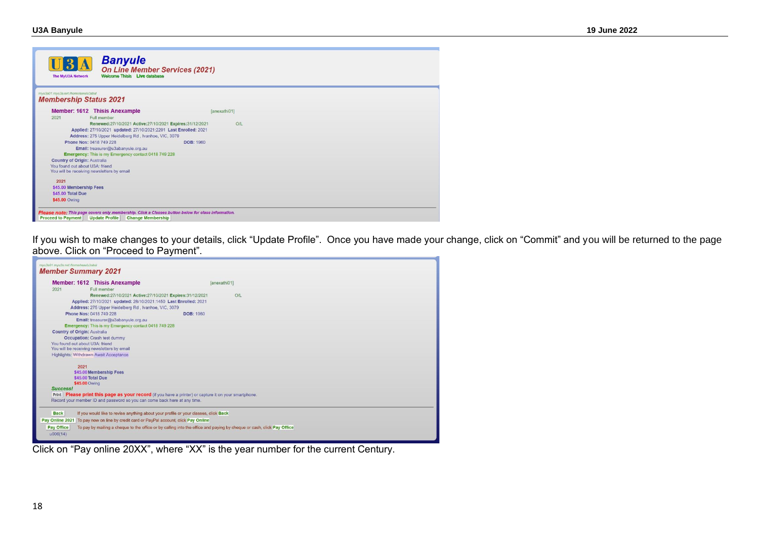**Banyule**
*On Line Member Services (2021)*
Welcome Thisis Live database

*Membership Status 2021*

Member: 1612 Thisis Anexample [anexathi01]
2021 Full member
Renewed:27/10/2021 Active:27/10/2021 Expires:31/12/2021 O/L
Applied: 27/10/2021 updated: 27/10/2021:2201 Last Enrolled: 2021
Address: 275 Upper Heidelberg Rd , Ivanhoe, VIC, 3079
Phone Nos: 0418 749 228 DOB: 1960
Email: treasurer@u3abanyule.org.au
Emergency: This is my Emergency contact 0418 749 228
Country of Origin: Australia
You found out about U3A: friend
You will be receiving newsletters by email

2021
$45.00 Membership Fees
$45.00 Total Due
$45.00 Owing

Please note: This page covers only membership. Click a Classes button below for class information.
Proceed to Payment | Update Profile | Change Membership

If you wish to make changes to your details, click “Update Profile”. Once you have made your change, click on “Commit” and you will be returned to the page above. Click on “Proceed to Payment”.

*Member Summary 2021*

Member: 1612 Thisis Anexample [anexathi01]
2021 Full member
Renewed:27/10/2021 Active:27/10/2021 Expires:31/12/2021 O/L
Applied: 27/10/2021 updated: 28/10/2021:1450 Last Enrolled: 2021
Address: 275 Upper Heidelberg Rd , Ivanhoe, VIC, 3079
Phone Nos: 0418 749 228 DOB: 1960
Email: treasurer@u3abanyule.org.au
Emergency: This is my Emergency contact 0418 749 228
Country of Origin: Australia
Occupation: Crash test dummy
You found out about U3A: friend
You will be receiving newsletters by email
Highlights: Withdrawn Await Acceptance

2021
$45.00 Membership Fees
$45.00 Total Due
$45.00 Owing

Success!
Print Please print this page as your record (if you have a printer) or capture it on your smartphone.
Record your member ID and password so you can come back here at any time.

Back — If you would like to revise anything about your profile or your classes, click Back
Pay Online 2021 — To pay now on line by credit card or PayPal account, click Pay Online
Pay Office — To pay by mailing a cheque to the office or by calling into the office and paying by cheque or cash, click Pay Office
u006(14)

Click on “Pay online 20XX”, where “XX” is the year number for the current Century.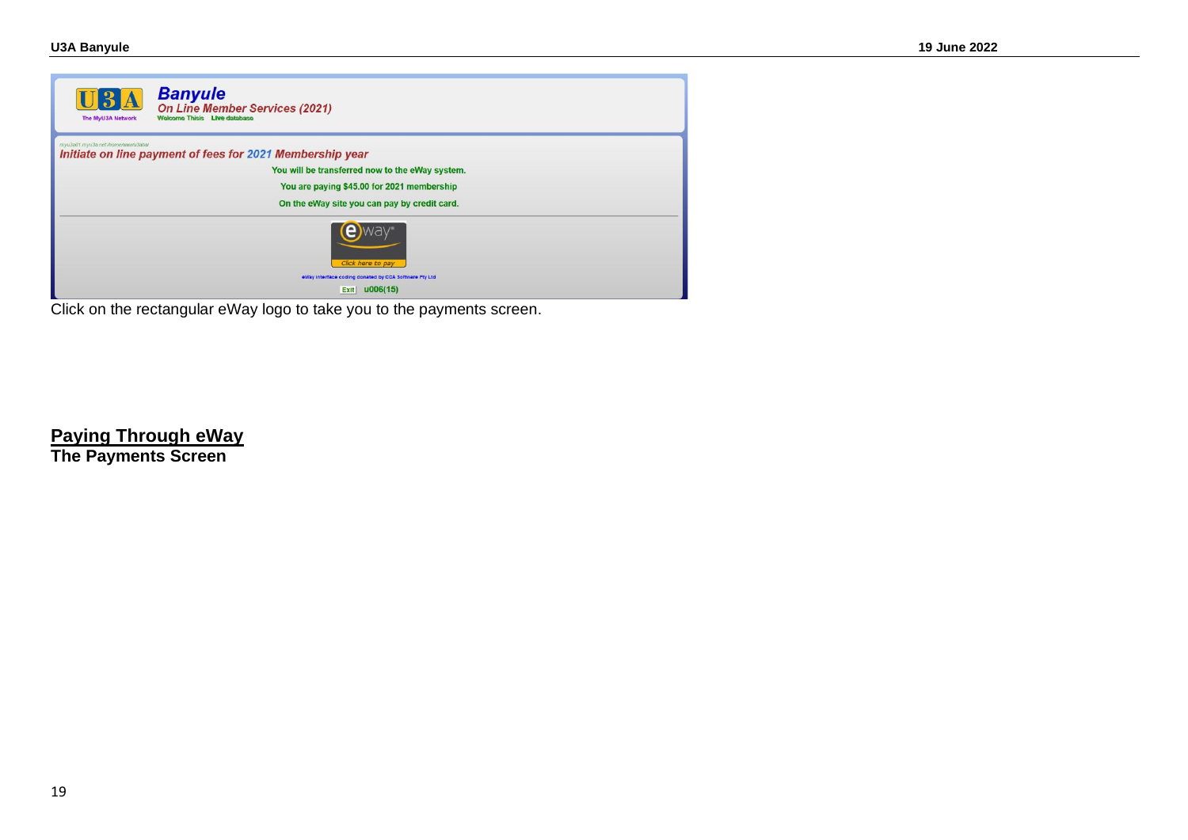Click on the rectangular eWay logo to take you to the payments screen.

## Paying Through eWay

### The Payments Screen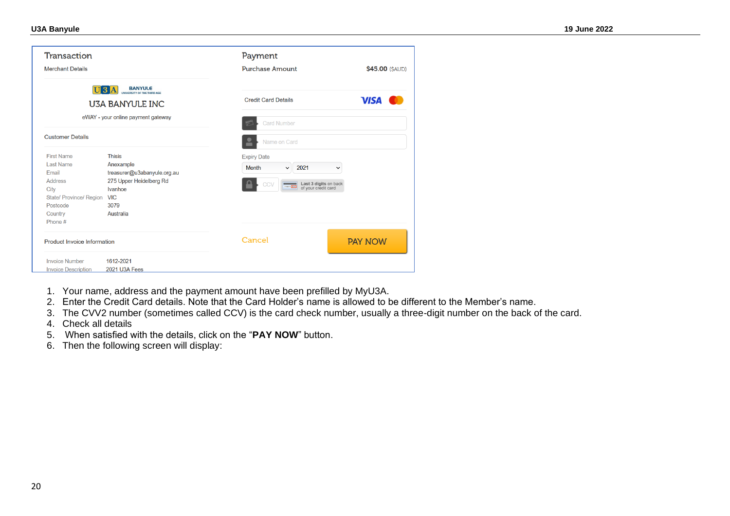## Transaction

Merchant Details

U3A BANYULE INC

eWAY - your online payment gateway

Customer Details

| | |
|---|---|
| First Name | Thisis |
| Last Name | Anexample |
| Email | treasurer@u3abanyule.org.au |
| Address | 275 Upper Heidelberg Rd |
| City | Ivanhoe |
| State/ Province/ Region | VIC |
| Postcode | 3079 |
| Country | Australia |
| Phone # | |

Product Invoice Information

| | |
|---|---|
| Invoice Number | 1612-2021 |
| Invoice Description | 2021 U3A Fees |

## Payment

Purchase Amount $45.00 ($AUD)

Credit Card Details

Card Number

Name on Card

Expiry Date

Month 2021

CCV Last 3 digits on back of your credit card

Cancel PAY NOW

1. Your name, address and the payment amount have been prefilled by MyU3A.
2. Enter the Credit Card details. Note that the Card Holder's name is allowed to be different to the Member's name.
3. The CVV2 number (sometimes called CCV) is the card check number, usually a three-digit number on the back of the card.
4. Check all details
5. When satisfied with the details, click on the "**PAY NOW**" button.
6. Then the following screen will display: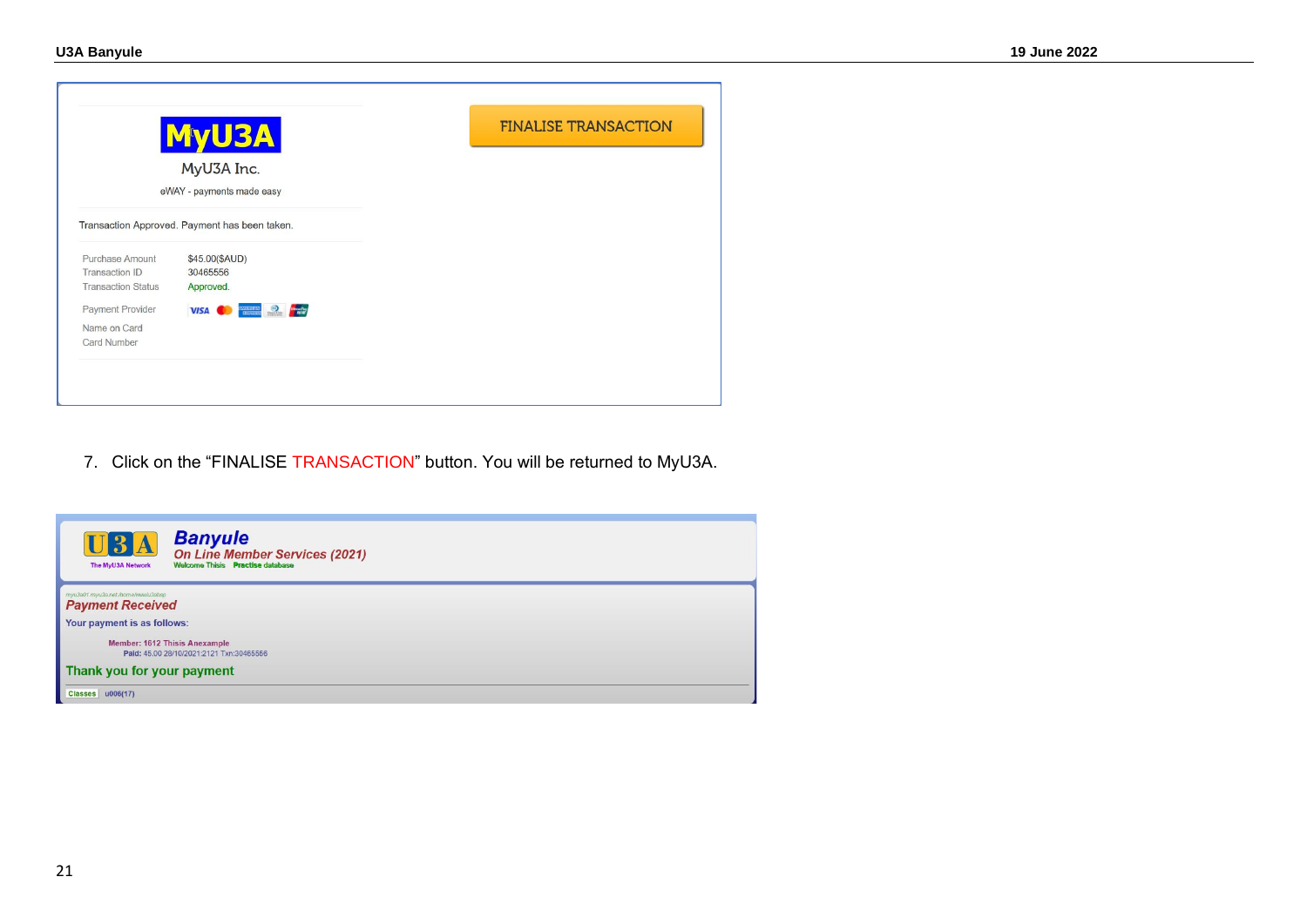MyU3A

MyU3A Inc.

eWAY - payments made easy

Transaction Approved. Payment has been taken.

| | |
|---|---|
| Purchase Amount | $45.00($AUD) |
| Transaction ID | 30465556 |
| Transaction Status | Approved. |
| Payment Provider | |
| Name on Card | |
| Card Number | |

FINALISE TRANSACTION

7. Click on the "FINALISE TRANSACTION" button. You will be returned to MyU3A.

U3A The MyU3A Network

**Banyule**

*On Line Member Services (2021)*

Welcome Thisis Practise database

*Payment Received*

Your payment is as follows:

Member: 1612 Thisis Anexample
Paid: 45.00 28/10/2021:2121 Txn:30465556

Thank you for your payment

Classes u006(17)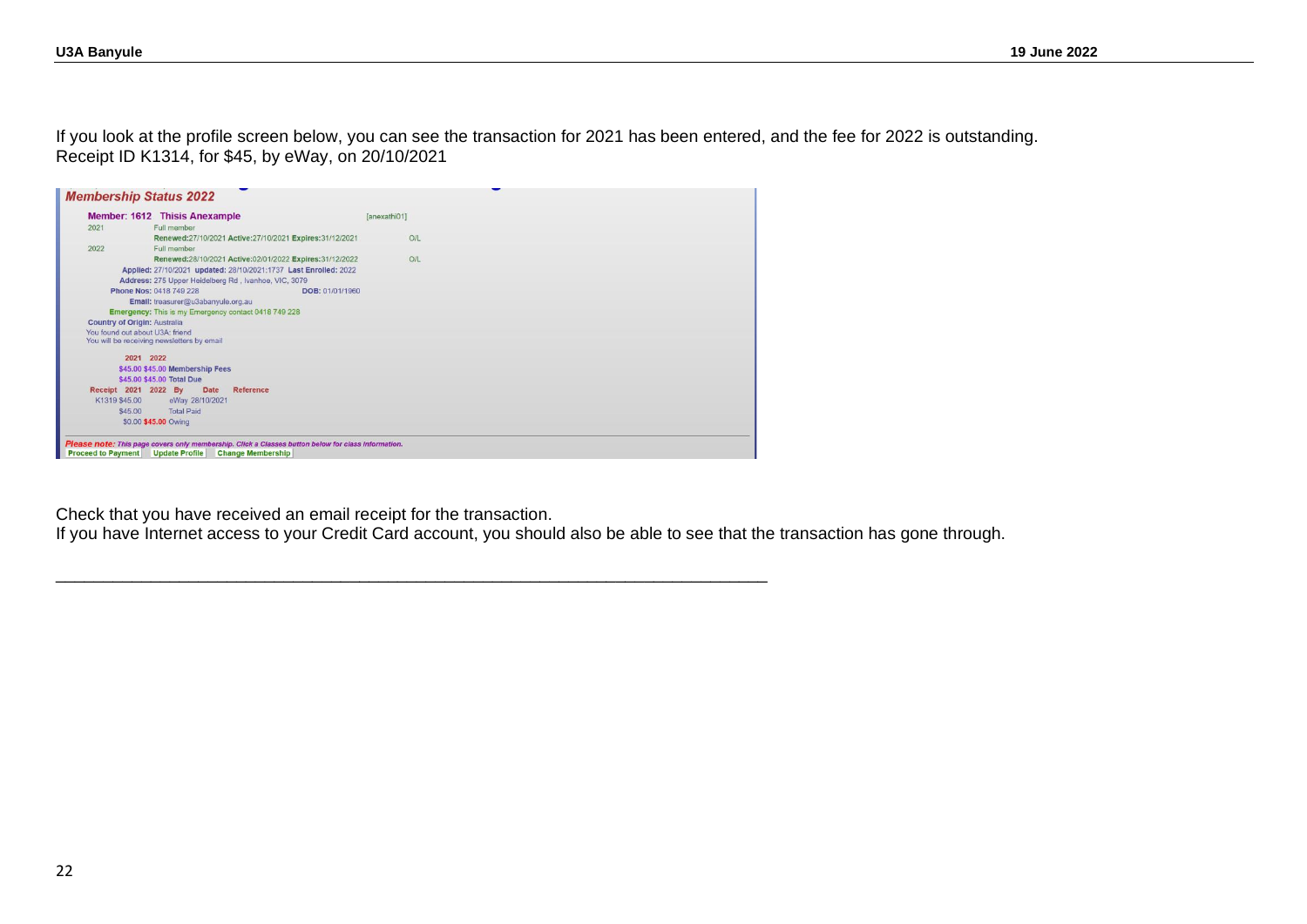If you look at the profile screen below, you can see the transaction for 2021 has been entered, and the fee for 2022 is outstanding.
Receipt ID K1314, for $45, by eWay, on 20/10/2021

**Membership Status 2022**

**Member: 1612 Thisis Anexample** [anexathi01]

2021 Full member
Renewed:27/10/2021 Active:27/10/2021 Expires:31/12/2021 O/L

2022 Full member
Renewed:28/10/2021 Active:02/01/2022 Expires:31/12/2022 O/L

Applied: 27/10/2021 updated: 28/10/2021:1737 Last Enrolled: 2022
Address: 275 Upper Heidelberg Rd , Ivanhoe, VIC, 3079
Phone Nos: 0418 749 228 DOB: 01/01/1960
Email: treasurer@u3abanyule.org.au
Emergency: This is my Emergency contact 0418 749 228
Country of Origin: Australia
You found out about U3A: friend
You will be receiving newsletters by email

| | 2021 | 2022 | | | |
|---|---|---|---|---|---|
| | $45.00 | $45.00 | Membership Fees | | |
| | $45.00 | $45.00 | Total Due | | |
| Receipt | 2021 | 2022 | By | Date | Reference |
| K1319 | $45.00 | | eWay | 28/10/2021 | |
| | $45.00 | | Total Paid | | |
| | $0.00 | $45.00 | Owing | | |

*Please note: This page covers only membership. Click a Classes button below for class information.*

Proceed to Payment | Update Profile | Change Membership

Check that you have received an email receipt for the transaction.
If you have Internet access to your Credit Card account, you should also be able to see that the transaction has gone through.

---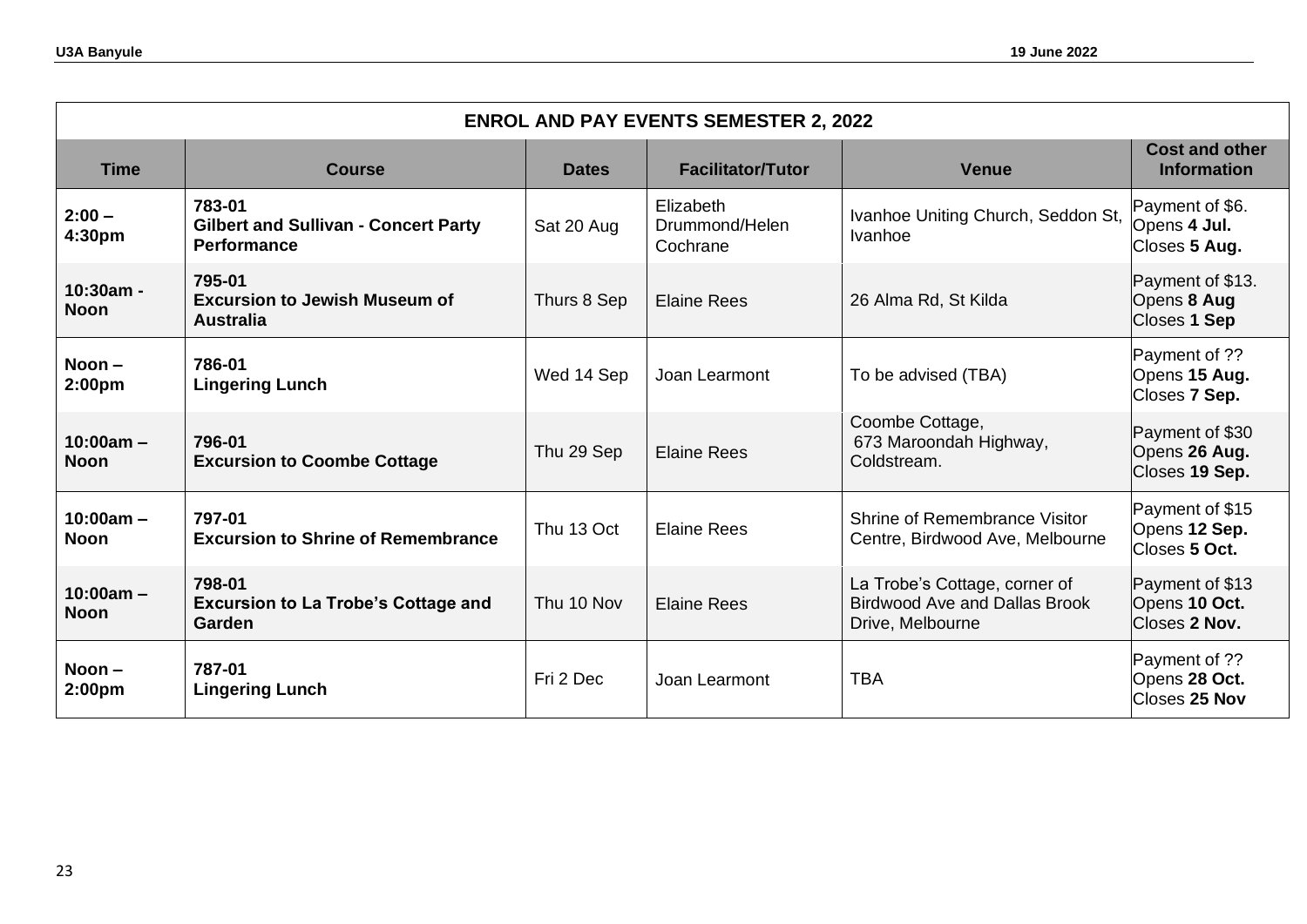| ENROL AND PAY EVENTS SEMESTER 2, 2022 | | | | | |
|---|---|---|---|---|---|
| **Time** | **Course** | **Dates** | **Facilitator/Tutor** | **Venue** | **Cost and other Information** |
| **2:00 – 4:30pm** | **783-01** **Gilbert and Sullivan - Concert Party Performance** | Sat 20 Aug | Elizabeth Drummond/Helen Cochrane | Ivanhoe Uniting Church, Seddon St, Ivanhoe | Payment of $6. Opens **4 Jul.** Closes **5 Aug.** |
| **10:30am - Noon** | **795-01** **Excursion to Jewish Museum of Australia** | Thurs 8 Sep | Elaine Rees | 26 Alma Rd, St Kilda | Payment of $13. Opens **8 Aug** Closes **1 Sep** |
| **Noon – 2:00pm** | **786-01** **Lingering Lunch** | Wed 14 Sep | Joan Learmont | To be advised (TBA) | Payment of ?? Opens **15 Aug.** Closes **7 Sep.** |
| **10:00am – Noon** | **796-01** **Excursion to Coombe Cottage** | Thu 29 Sep | Elaine Rees | Coombe Cottage, 673 Maroondah Highway, Coldstream. | Payment of $30 Opens **26 Aug.** Closes **19 Sep.** |
| **10:00am – Noon** | **797-01** **Excursion to Shrine of Remembrance** | Thu 13 Oct | Elaine Rees | Shrine of Remembrance Visitor Centre, Birdwood Ave, Melbourne | Payment of $15 Opens **12 Sep.** Closes **5 Oct.** |
| **10:00am – Noon** | **798-01** **Excursion to La Trobe's Cottage and Garden** | Thu 10 Nov | Elaine Rees | La Trobe's Cottage, corner of Birdwood Ave and Dallas Brook Drive, Melbourne | Payment of $13 Opens **10 Oct.** Closes **2 Nov.** |
| **Noon – 2:00pm** | **787-01** **Lingering Lunch** | Fri 2 Dec | Joan Learmont | TBA | Payment of ?? Opens **28 Oct.** Closes **25 Nov** |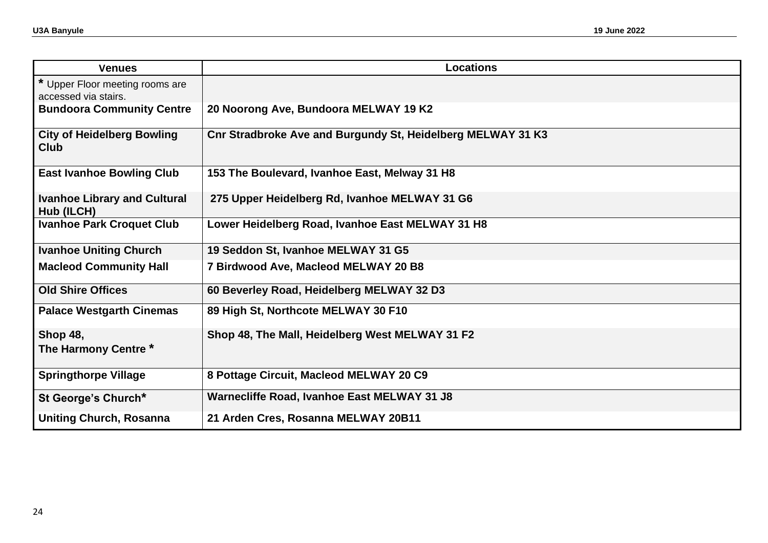| Venues | Locations |
|---|---|
| * Upper Floor meeting rooms are accessed via stairs. | |
| **Bundoora Community Centre** | **20 Noorong Ave, Bundoora MELWAY 19 K2** |
| **City of Heidelberg Bowling Club** | **Cnr Stradbroke Ave and Burgundy St, Heidelberg MELWAY 31 K3** |
| **East Ivanhoe Bowling Club** | **153 The Boulevard, Ivanhoe East, Melway 31 H8** |
| **Ivanhoe Library and Cultural Hub (ILCH)** | **275 Upper Heidelberg Rd, Ivanhoe MELWAY 31 G6** |
| **Ivanhoe Park Croquet Club** | **Lower Heidelberg Road, Ivanhoe East MELWAY 31 H8** |
| **Ivanhoe Uniting Church** | **19 Seddon St, Ivanhoe MELWAY 31 G5** |
| **Macleod Community Hall** | **7 Birdwood Ave, Macleod MELWAY 20 B8** |
| **Old Shire Offices** | **60 Beverley Road, Heidelberg MELWAY 32 D3** |
| **Palace Westgarth Cinemas** | **89 High St, Northcote MELWAY 30 F10** |
| **Shop 48, The Harmony Centre *** | **Shop 48, The Mall, Heidelberg West MELWAY 31 F2** |
| **Springthorpe Village** | **8 Pottage Circuit, Macleod MELWAY 20 C9** |
| **St George's Church*** | **Warnecliffe Road, Ivanhoe East MELWAY 31 J8** |
| **Uniting Church, Rosanna** | **21 Arden Cres, Rosanna MELWAY 20B11** |